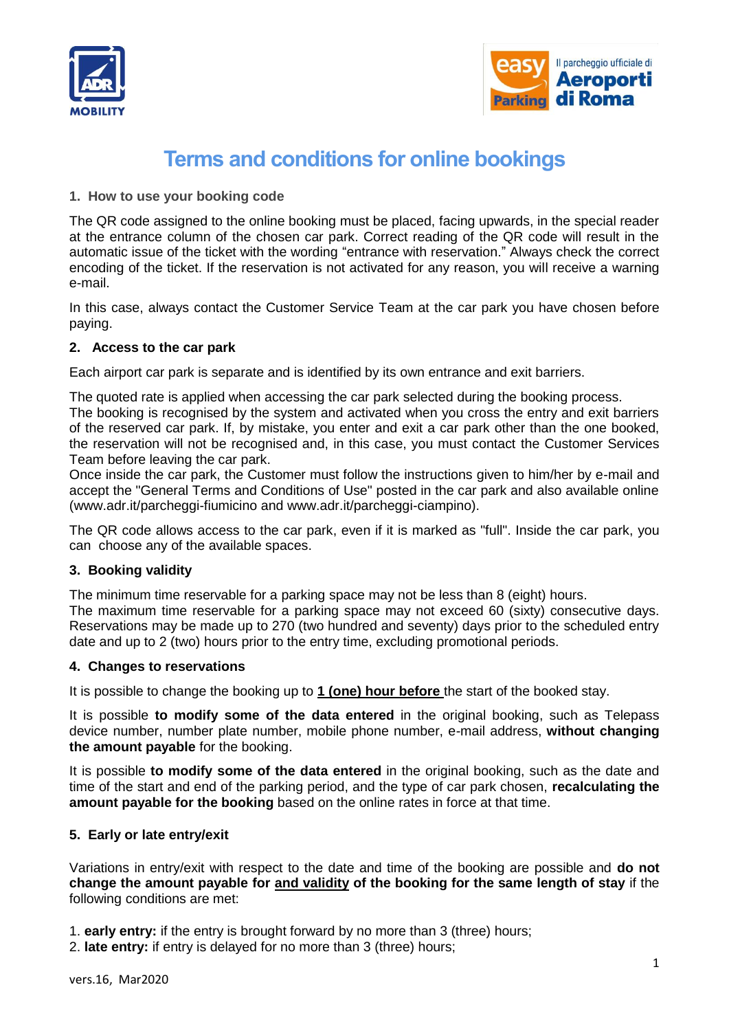# Terms and conditions for online bookings

## 1. How to use your booking code

The QR code assigned to the online booking must be placed, facing upwards, in the special reader at the entrance column of the chosen car park. Correct reading of the QR code will result in the automatic issue of the ticket with the wording "entrance with reservation." Always check the correct encoding of the ticket. If the reservation is not activated for any reason, you will receive a warning e-mail.

In this case, always contact the Customer Service Team at the car park you have chosen before paying.

## 2. Access to the car park

Each airport car park is separate and is identified by its own entrance and exit barriers.

The quoted rate is applied when accessing the car park selected during the booking process.
The booking is recognised by the system and activated when you cross the entry and exit barriers of the reserved car park. If, by mistake, you enter and exit a car park other than the one booked, the reservation will not be recognised and, in this case, you must contact the Customer Services Team before leaving the car park.
Once inside the car park, the Customer must follow the instructions given to him/her by e-mail and accept the "General Terms and Conditions of Use" posted in the car park and also available online (www.adr.it/parcheggi-fiumicino and www.adr.it/parcheggi-ciampino).

The QR code allows access to the car park, even if it is marked as "full". Inside the car park, you can choose any of the available spaces.

## 3. Booking validity

The minimum time reservable for a parking space may not be less than 8 (eight) hours.
The maximum time reservable for a parking space may not exceed 60 (sixty) consecutive days. Reservations may be made up to 270 (two hundred and seventy) days prior to the scheduled entry date and up to 2 (two) hours prior to the entry time, excluding promotional periods.

## 4. Changes to reservations

It is possible to change the booking up to **1 (one) hour before** the start of the booked stay.

It is possible **to modify some of the data entered** in the original booking, such as Telepass device number, number plate number, mobile phone number, e-mail address, **without changing the amount payable** for the booking.

It is possible **to modify some of the data entered** in the original booking, such as the date and time of the start and end of the parking period, and the type of car park chosen, **recalculating the amount payable for the booking** based on the online rates in force at that time.

## 5. Early or late entry/exit

Variations in entry/exit with respect to the date and time of the booking are possible and **do not change the amount payable for and validity of the booking for the same length of stay** if the following conditions are met:

1. **early entry:** if the entry is brought forward by no more than 3 (three) hours;
2. **late entry:** if entry is delayed for no more than 3 (three) hours;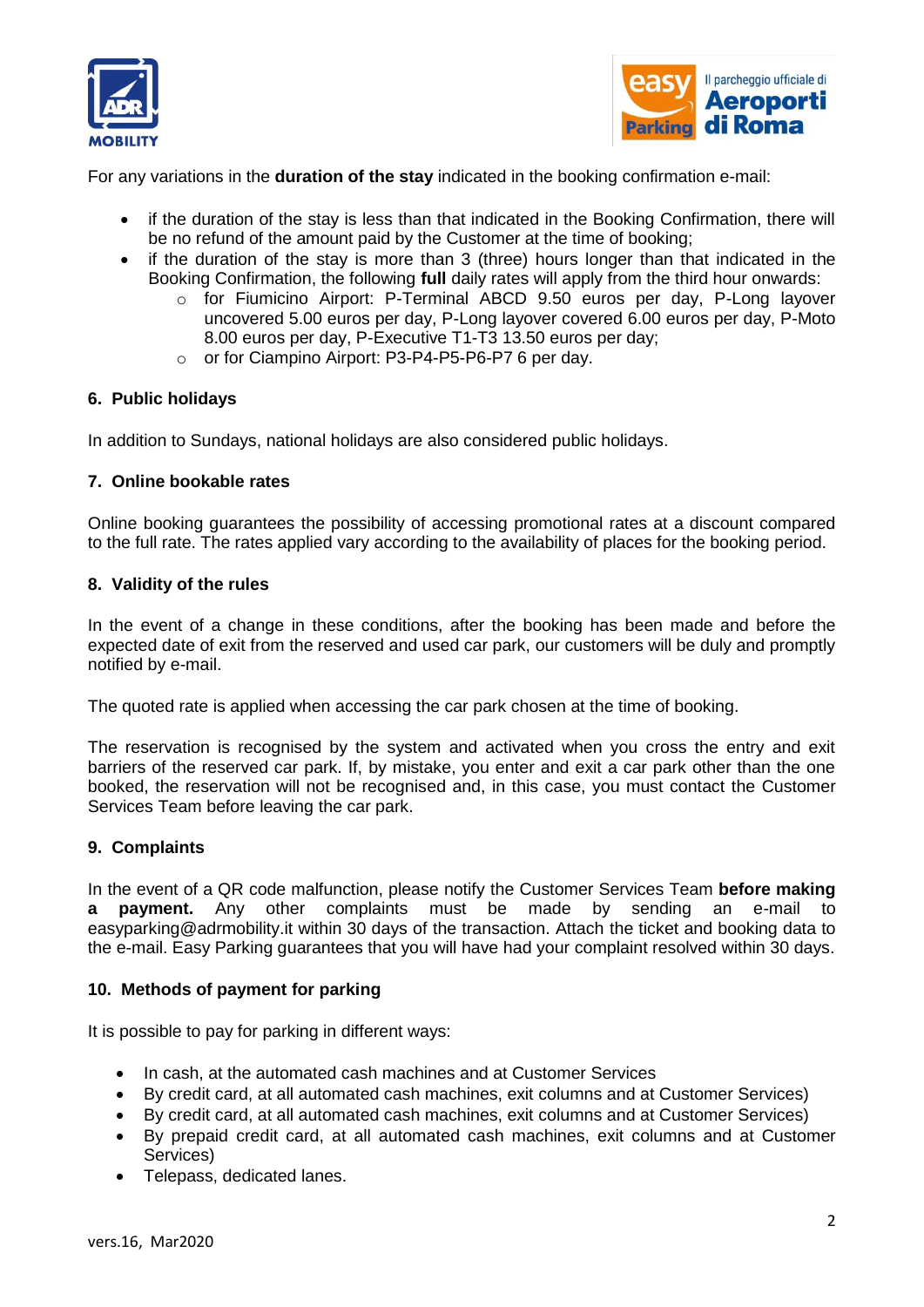For any variations in the **duration of the stay** indicated in the booking confirmation e-mail:

- if the duration of the stay is less than that indicated in the Booking Confirmation, there will be no refund of the amount paid by the Customer at the time of booking;
- if the duration of the stay is more than 3 (three) hours longer than that indicated in the Booking Confirmation, the following **full** daily rates will apply from the third hour onwards:
    - for Fiumicino Airport: P-Terminal ABCD 9.50 euros per day, P-Long layover uncovered 5.00 euros per day, P-Long layover covered 6.00 euros per day, P-Moto 8.00 euros per day, P-Executive T1-T3 13.50 euros per day;
    - or for Ciampino Airport: P3-P4-P5-P6-P7 6 per day.

## 6. Public holidays

In addition to Sundays, national holidays are also considered public holidays.

## 7. Online bookable rates

Online booking guarantees the possibility of accessing promotional rates at a discount compared to the full rate. The rates applied vary according to the availability of places for the booking period.

## 8. Validity of the rules

In the event of a change in these conditions, after the booking has been made and before the expected date of exit from the reserved and used car park, our customers will be duly and promptly notified by e-mail.

The quoted rate is applied when accessing the car park chosen at the time of booking.

The reservation is recognised by the system and activated when you cross the entry and exit barriers of the reserved car park. If, by mistake, you enter and exit a car park other than the one booked, the reservation will not be recognised and, in this case, you must contact the Customer Services Team before leaving the car park.

## 9. Complaints

In the event of a QR code malfunction, please notify the Customer Services Team **before making a payment.** Any other complaints must be made by sending an e-mail to easyparking@adrmobility.it within 30 days of the transaction. Attach the ticket and booking data to the e-mail. Easy Parking guarantees that you will have had your complaint resolved within 30 days.

## 10. Methods of payment for parking

It is possible to pay for parking in different ways:

- In cash, at the automated cash machines and at Customer Services
- By credit card, at all automated cash machines, exit columns and at Customer Services)
- By credit card, at all automated cash machines, exit columns and at Customer Services)
- By prepaid credit card, at all automated cash machines, exit columns and at Customer Services)
- Telepass, dedicated lanes.

vers.16, Mar2020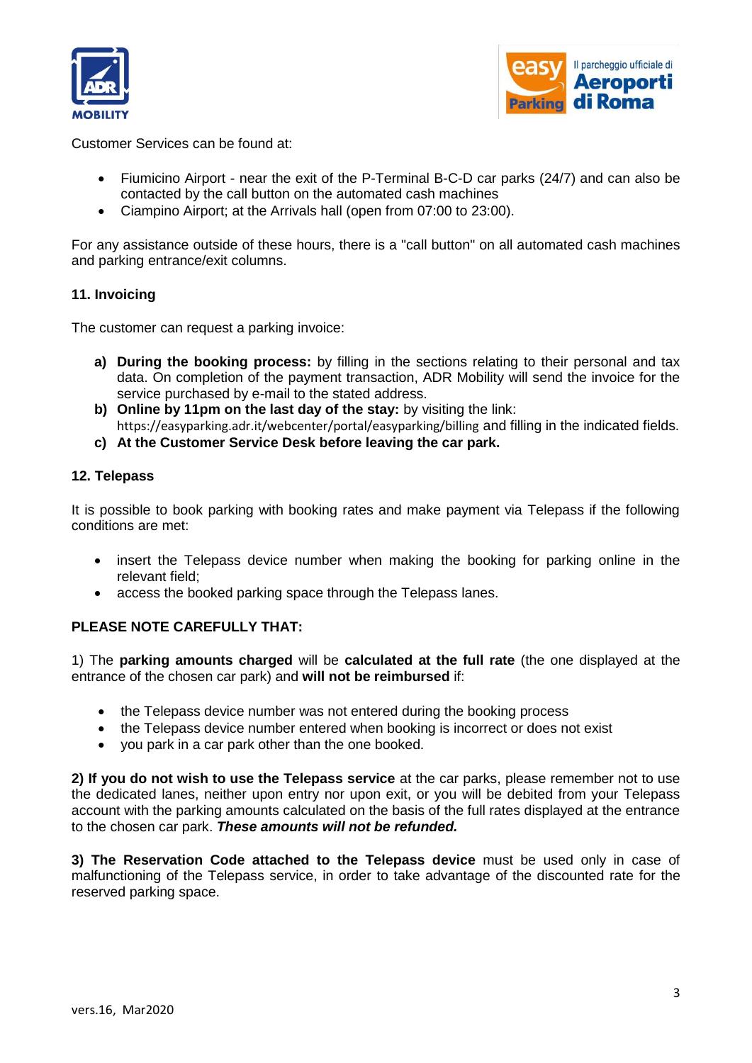Customer Services can be found at:

- Fiumicino Airport - near the exit of the P-Terminal B-C-D car parks (24/7) and can also be contacted by the call button on the automated cash machines
- Ciampino Airport; at the Arrivals hall (open from 07:00 to 23:00).

For any assistance outside of these hours, there is a "call button" on all automated cash machines and parking entrance/exit columns.

## 11. Invoicing

The customer can request a parking invoice:

a) **During the booking process:** by filling in the sections relating to their personal and tax data. On completion of the payment transaction, ADR Mobility will send the invoice for the service purchased by e-mail to the stated address.

b) **Online by 11pm on the last day of the stay:** by visiting the link: https://easyparking.adr.it/webcenter/portal/easyparking/billing and filling in the indicated fields.

c) **At the Customer Service Desk before leaving the car park.**

## 12. Telepass

It is possible to book parking with booking rates and make payment via Telepass if the following conditions are met:

- insert the Telepass device number when making the booking for parking online in the relevant field;
- access the booked parking space through the Telepass lanes.

**PLEASE NOTE CAREFULLY THAT:**

1) The **parking amounts charged** will be **calculated at the full rate** (the one displayed at the entrance of the chosen car park) and **will not be reimbursed** if:

- the Telepass device number was not entered during the booking process
- the Telepass device number entered when booking is incorrect or does not exist
- you park in a car park other than the one booked.

**2) If you do not wish to use the Telepass service** at the car parks, please remember not to use the dedicated lanes, neither upon entry nor upon exit, or you will be debited from your Telepass account with the parking amounts calculated on the basis of the full rates displayed at the entrance to the chosen car park. ***These amounts will not be refunded.***

**3) The Reservation Code attached to the Telepass device** must be used only in case of malfunctioning of the Telepass service, in order to take advantage of the discounted rate for the reserved parking space.